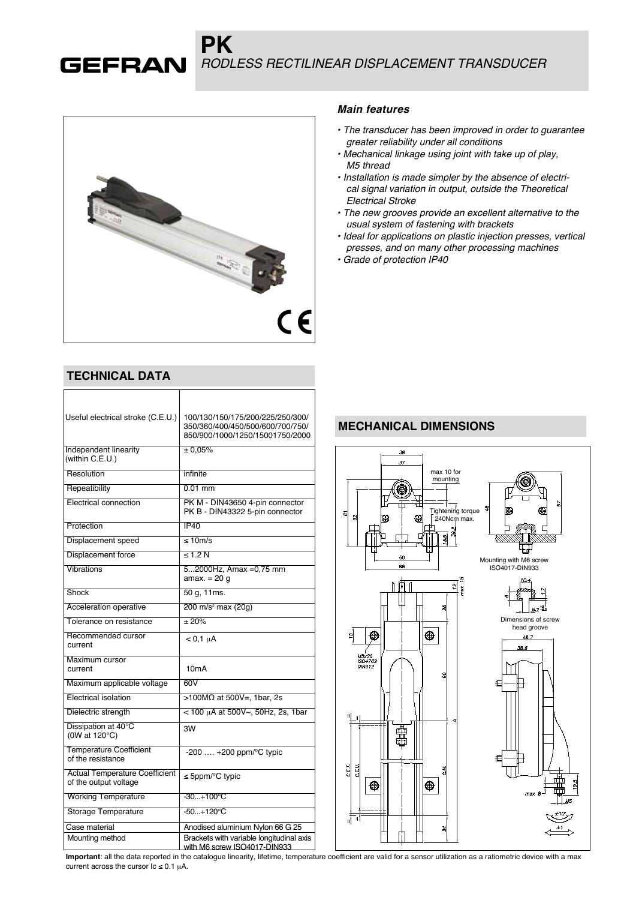# PK

## *RODLESS RECTILINEAR DISPLACEMENT TRANSDUCER*

### *Main features*

- *The transducer has been improved in order to guarantee greater reliability under all conditions*
- *Mechanical linkage using joint with take up of play, M5 thread*
- *Installation is made simpler by the absence of electrical signal variation in output, outside the Theoretical Electrical Stroke*
- *The new grooves provide an excellent alternative to the usual system of fastening with brackets*
- *Ideal for applications on plastic injection presses, vertical presses, and on many other processing machines*
- *Grade of protection IP40*

## TECHNICAL DATA

| | |
|---|---|
| Useful electrical stroke (C.E.U.) | 100/130/150/175/200/225/250/300/350/360/400/450/500/600/700/750/850/900/1000/1250/15001750/2000 |
| Independent linearity (within C.E.U.) | ± 0,05% |
| Resolution | infinite |
| Repeatibility | 0.01 mm |
| Electrical connection | PK M - DIN43650 4-pin connector<br>PK B - DIN43322 5-pin connector |
| Protection | IP40 |
| Displacement speed | ≤ 10m/s |
| Displacement force | ≤ 1.2 N |
| Vibrations | 5...2000Hz, Amax =0,75 mm<br>amax. = 20 g |
| Shock | 50 g, 11ms. |
| Acceleration operative | 200 m/s² max (20g) |
| Tolerance on resistance | ± 20% |
| Recommended cursor current | < 0,1 μA |
| Maximum cursor current | 10mA |
| Maximum applicable voltage | 60V |
| Electrical isolation | >100MΩ at 500V=, 1bar, 2s |
| Dielectric strength | < 100 μA at 500V~, 50Hz, 2s, 1bar |
| Dissipation at 40°C (0W at 120°C) | 3W |
| Temperature Coefficient of the resistance | -200 …. +200 ppm/°C typic |
| Actual Temperature Coefficient of the output voltage | ≤ 5ppm/°C typic |
| Working Temperature | -30...+100°C |
| Storage Temperature | -50...+120°C |
| Case material | Anodised aluminium Nylon 66 G 25 |
| Mounting method | Brackets with variable longitudinal axis with M6 screw ISO4017-DIN933 |

## MECHANICAL DIMENSIONS

max 10 for mounting

Tightening torque 240Ncm max.

Mounting with M6 screw ISO4017-DIN933

Dimensions of screw head groove

M5x20 ISO4762 DIN912

**Important**: all the data reported in the catalogue linearity, lifetime, temperature coefficient are valid for a sensor utilization as a ratiometric device with a max current across the cursor Ic ≤ 0.1 μA.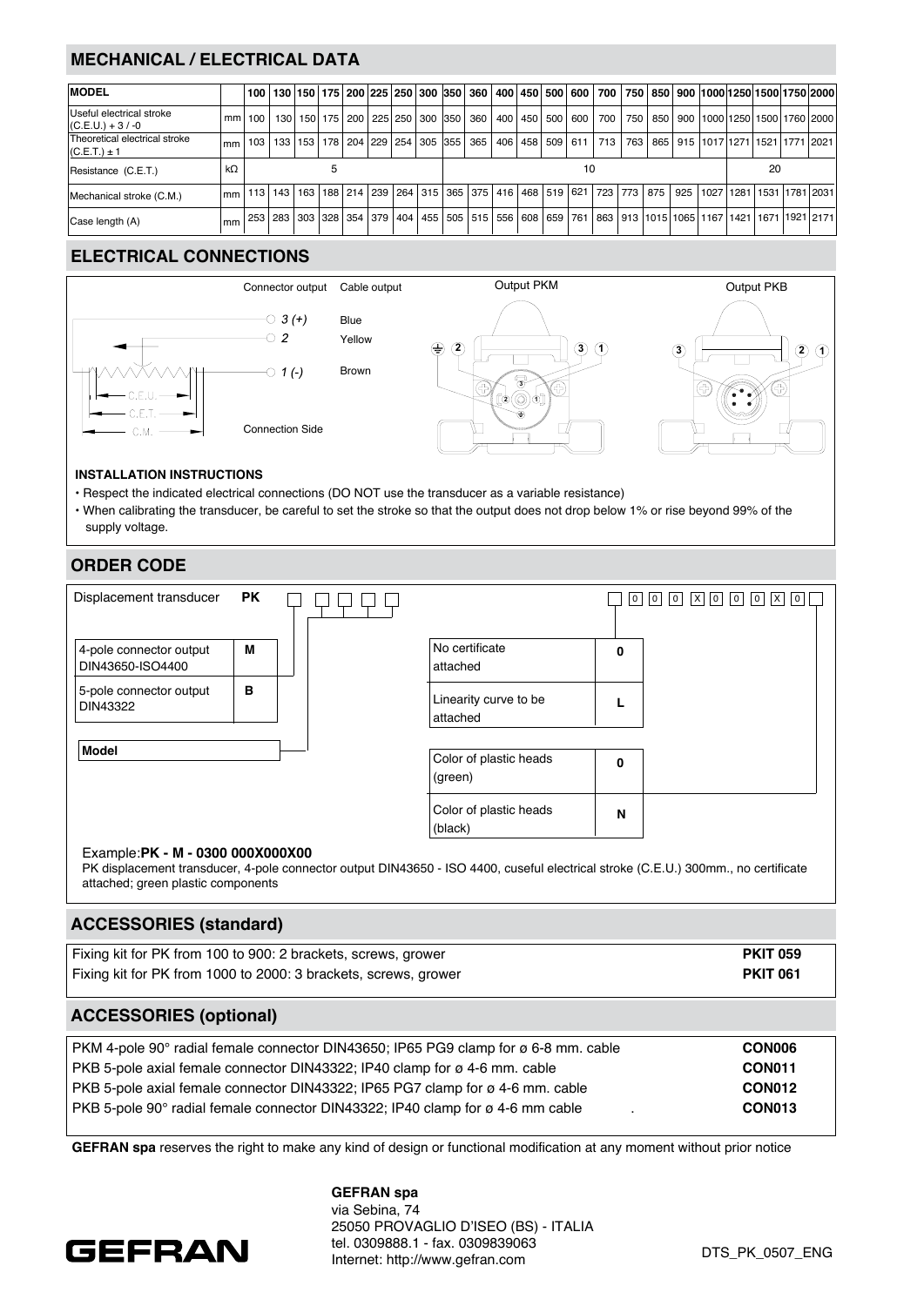## MECHANICAL / ELECTRICAL DATA

| MODEL | | 100 | 130 | 150 | 175 | 200 | 225 | 250 | 300 | 350 | 360 | 400 | 450 | 500 | 600 | 700 | 750 | 850 | 900 | 1000 | 1250 | 1500 | 1750 | 2000 |
|---|---|---|---|---|---|---|---|---|---|---|---|---|---|---|---|---|---|---|---|---|---|---|---|---|
| Useful electrical stroke (C.E.U.) + 3 / -0 | mm | 100 | 130 | 150 | 175 | 200 | 225 | 250 | 300 | 350 | 360 | 400 | 450 | 500 | 600 | 700 | 750 | 850 | 900 | 1000 | 1250 | 1500 | 1760 | 2000 |
| Theoretical electrical stroke (C.E.T.) ± 1 | mm | 103 | 133 | 153 | 178 | 204 | 229 | 254 | 305 | 355 | 365 | 406 | 458 | 509 | 611 | 713 | 763 | 865 | 915 | 1017 | 1271 | 1521 | 1771 | 2021 |
| Resistance (C.E.T.) | kΩ | 5 | | | | | | | | 10 | | | | | | | | | | | 20 | | | |
| Mechanical stroke (C.M.) | mm | 113 | 143 | 163 | 188 | 214 | 239 | 264 | 315 | 365 | 375 | 416 | 468 | 519 | 621 | 723 | 773 | 875 | 925 | 1027 | 1281 | 1531 | 1781 | 2031 |
| Case length (A) | mm | 253 | 283 | 303 | 328 | 354 | 379 | 404 | 455 | 505 | 515 | 556 | 608 | 659 | 761 | 863 | 913 | 1015 | 1065 | 1167 | 1421 | 1671 | 1921 | 2171 |

## ELECTRICAL CONNECTIONS

| Connector output | Cable output |
|---|---|
| 3 (+) | Blue |
| 2 | Yellow |
| 1 (-) | Brown |

C.E.U.
C.E.T.
C.M.
Connection Side

Output PKM

Output PKB

#### INSTALLATION INSTRUCTIONS

- Respect the indicated electrical connections (DO NOT use the transducer as a variable resistance)
- When calibrating the transducer, be careful to set the stroke so that the output does not drop below 1% or rise beyond 99% of the supply voltage.

## ORDER CODE

Displacement transducer **PK** ☐ ☐☐☐☐ ☐ 0 0 0 X 0 0 0 X 0 ☐

| | |
|---|---|
| 4-pole connector output DIN43650-ISO4400 | **M** |
| 5-pole connector output DIN43322 | **B** |

**Model**

| | |
|---|---|
| No certificate attached | **0** |
| Linearity curve to be attached | **L** |

| | |
|---|---|
| Color of plastic heads (green) | **0** |
| Color of plastic heads (black) | **N** |

Example:**PK - M - 0300 000X000X00**
PK displacement transducer, 4-pole connector output DIN43650 - ISO 4400, cuseful electrical stroke (C.E.U.) 300mm., no certificate attached; green plastic components

## ACCESSORIES (standard)

| | |
|---|---|
| Fixing kit for PK from 100 to 900: 2 brackets, screws, grower | **PKIT 059** |
| Fixing kit for PK from 1000 to 2000: 3 brackets, screws, grower | **PKIT 061** |

## ACCESSORIES (optional)

| | |
|---|---|
| PKM 4-pole 90° radial female connector DIN43650; IP65 PG9 clamp for ø 6-8 mm. cable | **CON006** |
| PKB 5-pole axial female connector DIN43322; IP40 clamp for ø 4-6 mm. cable | **CON011** |
| PKB 5-pole axial female connector DIN43322; IP65 PG7 clamp for ø 4-6 mm. cable | **CON012** |
| PKB 5-pole 90° radial female connector DIN43322; IP40 clamp for ø 4-6 mm cable | **CON013** |

**GEFRAN spa** reserves the right to make any kind of design or functional modification at any moment without prior notice

**GEFRAN spa**
via Sebina, 74
25050 PROVAGLIO D'ISEO (BS) - ITALIA
tel. 0309888.1 - fax. 0309839063
Internet: http://www.gefran.com

DTS_PK_0507_ENG